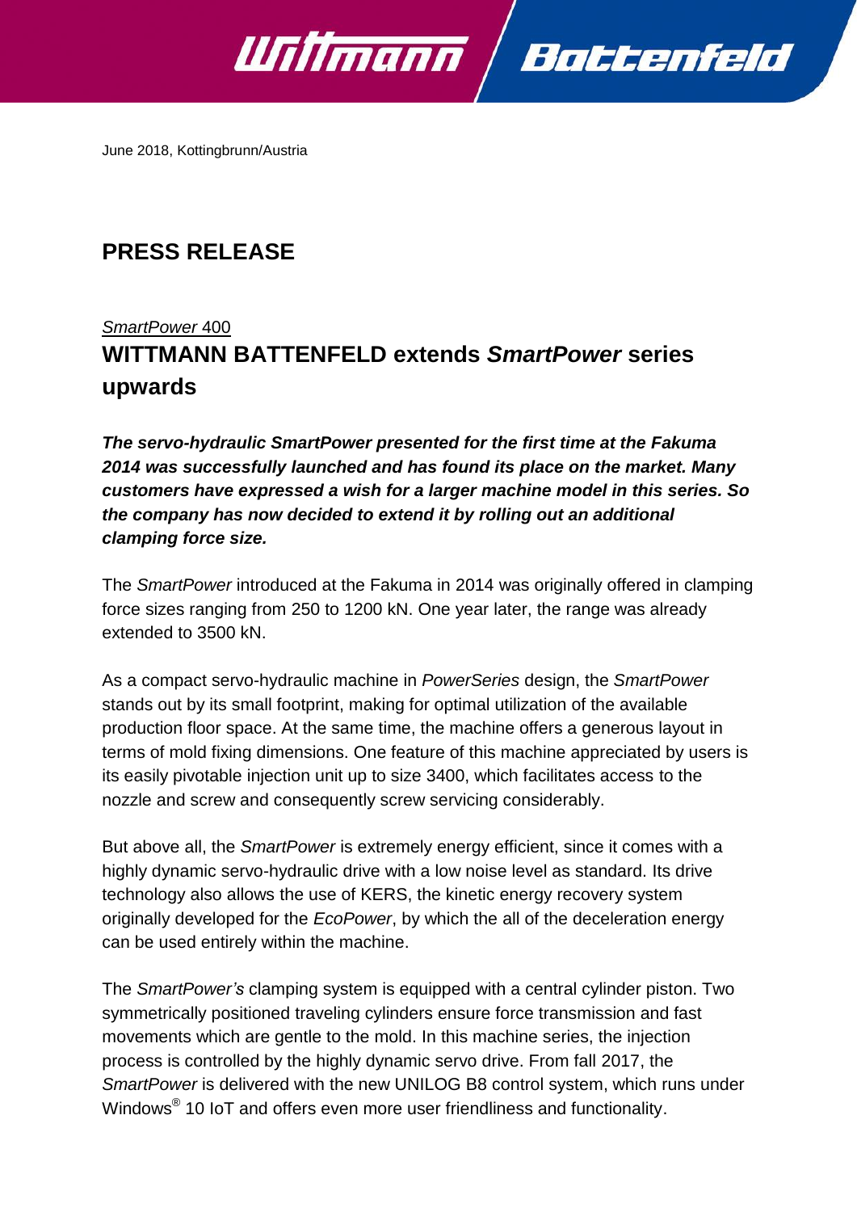June 2018, Kottingbrunn/Austria

## PRESS RELEASE

*SmartPower* 400

# WITTMANN BATTENFELD extends *SmartPower* series upwards

***The servo-hydraulic SmartPower presented for the first time at the Fakuma 2014 was successfully launched and has found its place on the market. Many customers have expressed a wish for a larger machine model in this series. So the company has now decided to extend it by rolling out an additional clamping force size.***

The *SmartPower* introduced at the Fakuma in 2014 was originally offered in clamping force sizes ranging from 250 to 1200 kN. One year later, the range was already extended to 3500 kN.

As a compact servo-hydraulic machine in *PowerSeries* design, the *SmartPower* stands out by its small footprint, making for optimal utilization of the available production floor space. At the same time, the machine offers a generous layout in terms of mold fixing dimensions. One feature of this machine appreciated by users is its easily pivotable injection unit up to size 3400, which facilitates access to the nozzle and screw and consequently screw servicing considerably.

But above all, the *SmartPower* is extremely energy efficient, since it comes with a highly dynamic servo-hydraulic drive with a low noise level as standard. Its drive technology also allows the use of KERS, the kinetic energy recovery system originally developed for the *EcoPower*, by which the all of the deceleration energy can be used entirely within the machine.

The *SmartPower's* clamping system is equipped with a central cylinder piston. Two symmetrically positioned traveling cylinders ensure force transmission and fast movements which are gentle to the mold. In this machine series, the injection process is controlled by the highly dynamic servo drive. From fall 2017, the *SmartPower* is delivered with the new UNILOG B8 control system, which runs under Windows® 10 IoT and offers even more user friendliness and functionality.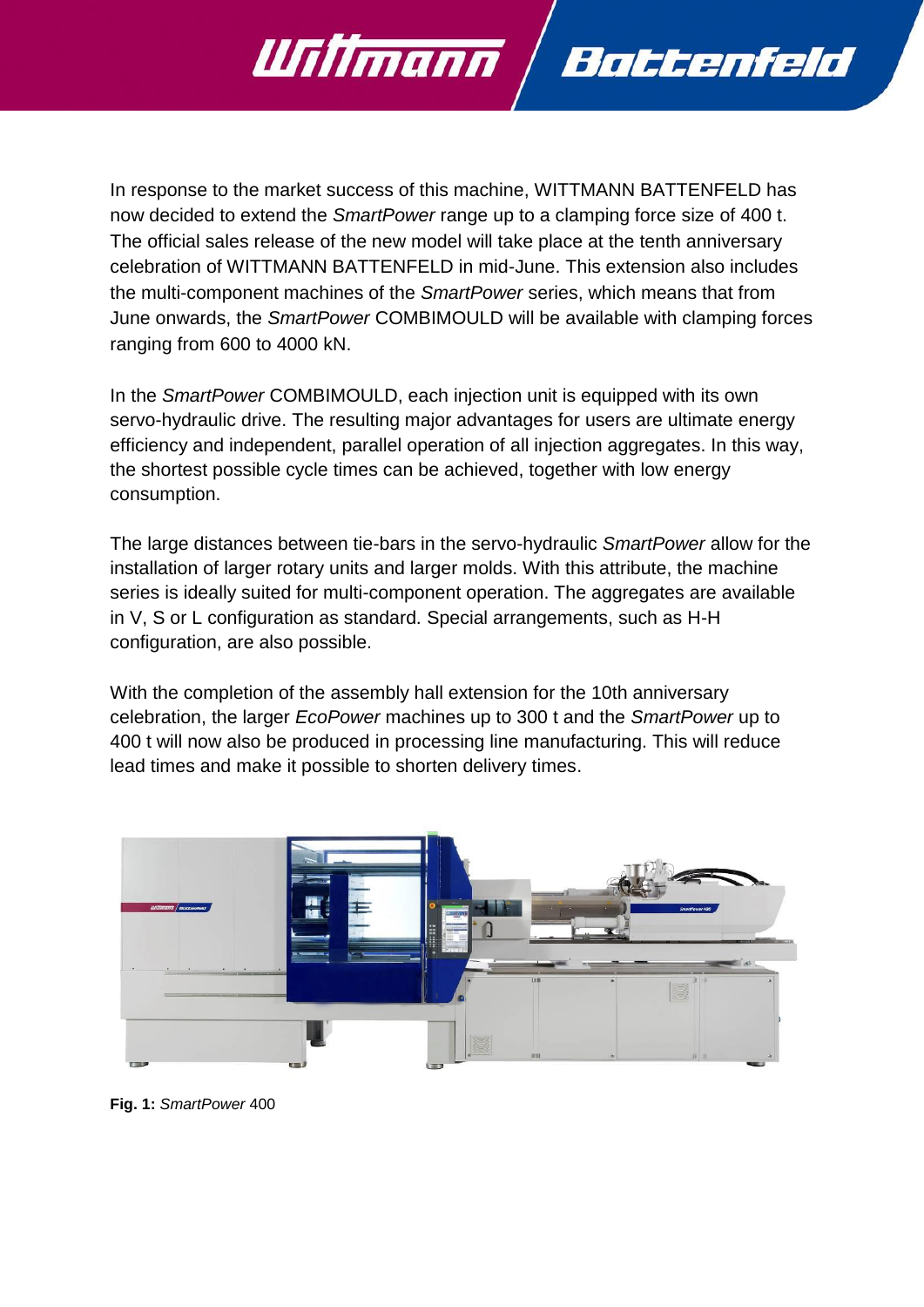In response to the market success of this machine, WITTMANN BATTENFELD has now decided to extend the *SmartPower* range up to a clamping force size of 400 t. The official sales release of the new model will take place at the tenth anniversary celebration of WITTMANN BATTENFELD in mid-June. This extension also includes the multi-component machines of the *SmartPower* series, which means that from June onwards, the *SmartPower* COMBIMOULD will be available with clamping forces ranging from 600 to 4000 kN.

In the *SmartPower* COMBIMOULD, each injection unit is equipped with its own servo-hydraulic drive. The resulting major advantages for users are ultimate energy efficiency and independent, parallel operation of all injection aggregates. In this way, the shortest possible cycle times can be achieved, together with low energy consumption.

The large distances between tie-bars in the servo-hydraulic *SmartPower* allow for the installation of larger rotary units and larger molds. With this attribute, the machine series is ideally suited for multi-component operation. The aggregates are available in V, S or L configuration as standard. Special arrangements, such as H-H configuration, are also possible.

With the completion of the assembly hall extension for the 10th anniversary celebration, the larger *EcoPower* machines up to 300 t and the *SmartPower* up to 400 t will now also be produced in processing line manufacturing. This will reduce lead times and make it possible to shorten delivery times.

**Fig. 1:** *SmartPower* 400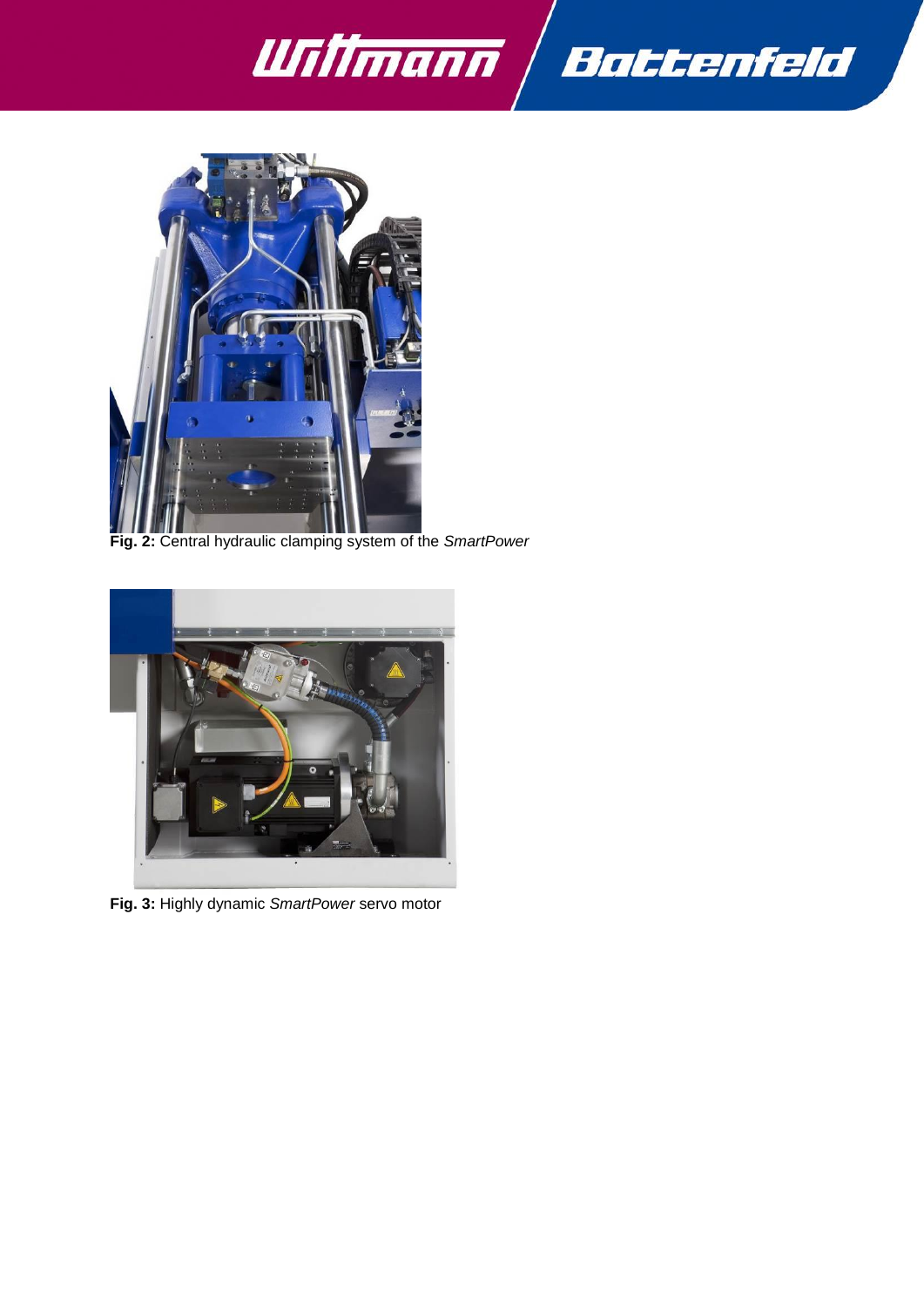**Fig. 2:** Central hydraulic clamping system of the *SmartPower*

**Fig. 3:** Highly dynamic *SmartPower* servo motor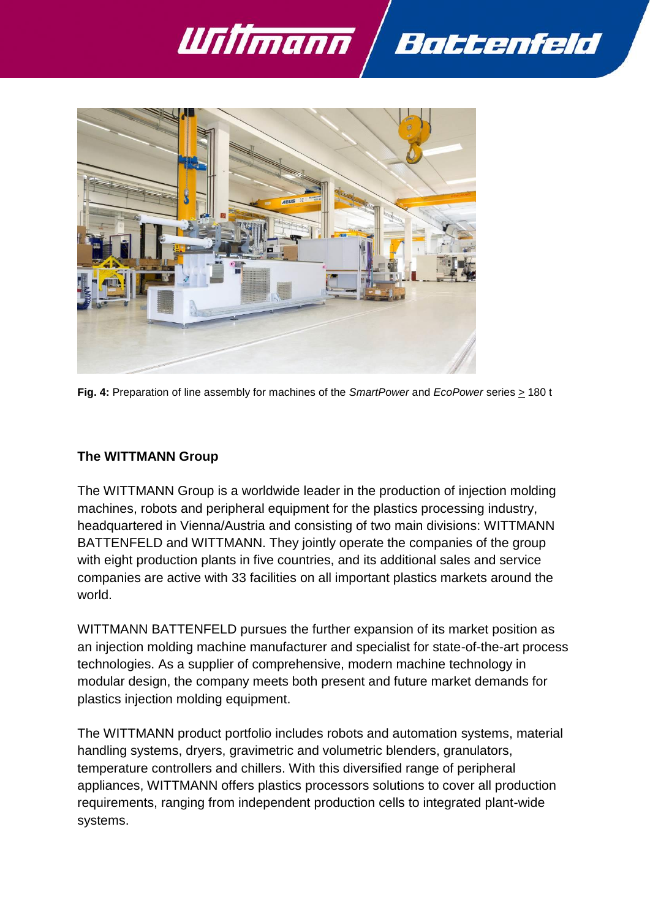**Fig. 4:** Preparation of line assembly for machines of the *SmartPower* and *EcoPower* series $\geq$ 180 t

**The WITTMANN Group**

The WITTMANN Group is a worldwide leader in the production of injection molding machines, robots and peripheral equipment for the plastics processing industry, headquartered in Vienna/Austria and consisting of two main divisions: WITTMANN BATTENFELD and WITTMANN. They jointly operate the companies of the group with eight production plants in five countries, and its additional sales and service companies are active with 33 facilities on all important plastics markets around the world.

WITTMANN BATTENFELD pursues the further expansion of its market position as an injection molding machine manufacturer and specialist for state-of-the-art process technologies. As a supplier of comprehensive, modern machine technology in modular design, the company meets both present and future market demands for plastics injection molding equipment.

The WITTMANN product portfolio includes robots and automation systems, material handling systems, dryers, gravimetric and volumetric blenders, granulators, temperature controllers and chillers. With this diversified range of peripheral appliances, WITTMANN offers plastics processors solutions to cover all production requirements, ranging from independent production cells to integrated plant-wide systems.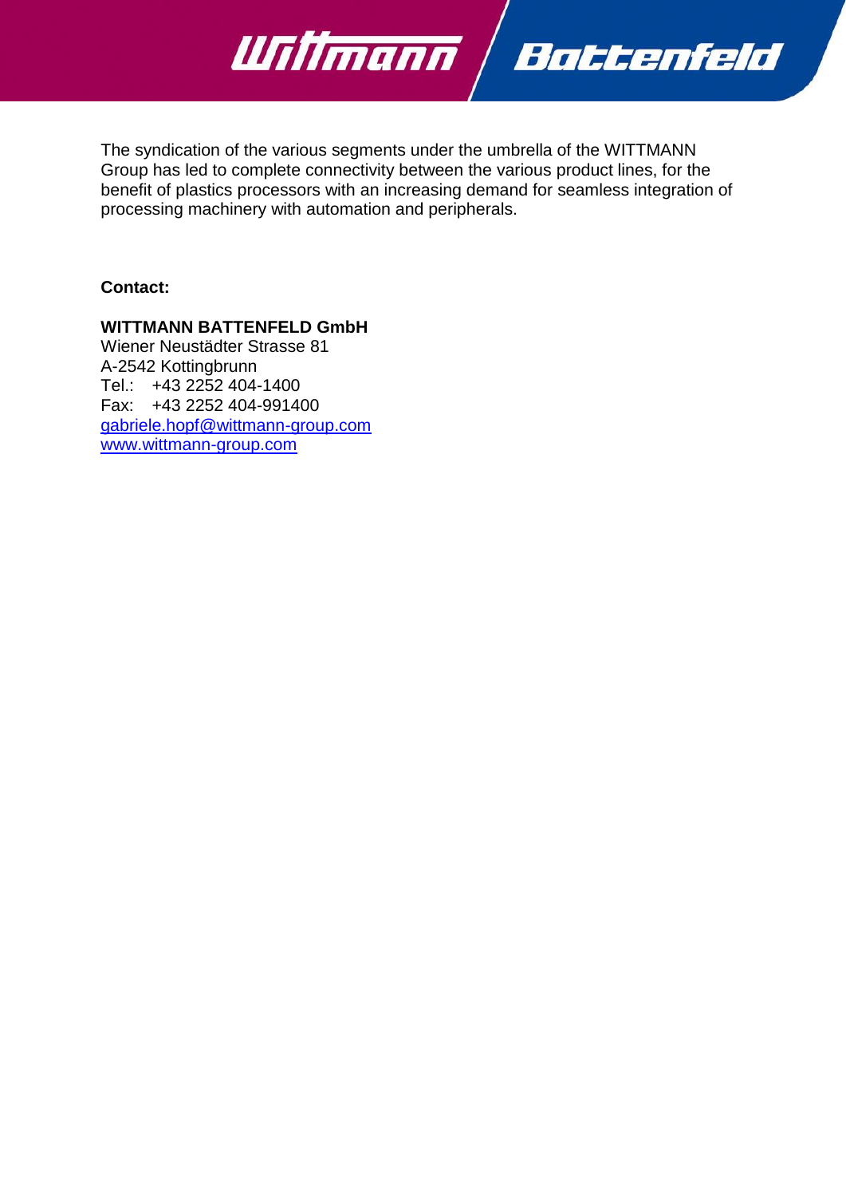The syndication of the various segments under the umbrella of the WITTMANN Group has led to complete connectivity between the various product lines, for the benefit of plastics processors with an increasing demand for seamless integration of processing machinery with automation and peripherals.

**Contact:**

**WITTMANN BATTENFELD GmbH**
Wiener Neustädter Strasse 81
A-2542 Kottingbrunn
Tel.: +43 2252 404-1400
Fax: +43 2252 404-991400
gabriele.hopf@wittmann-group.com
www.wittmann-group.com